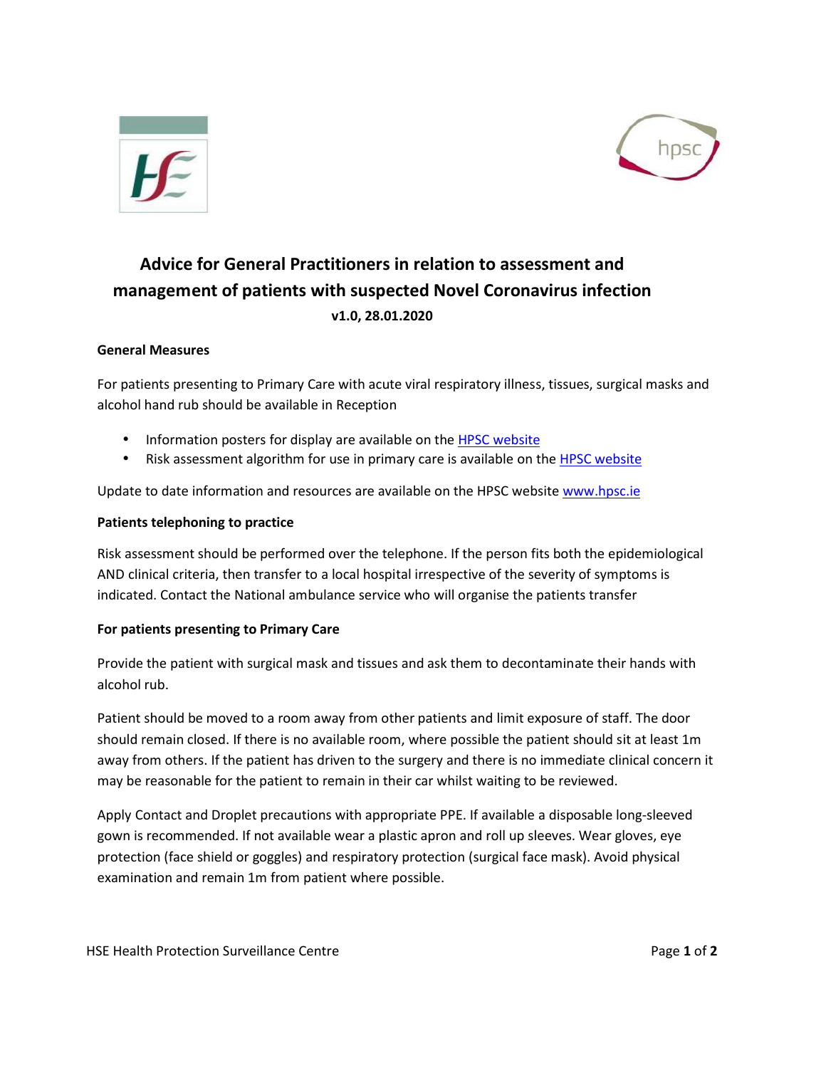# Advice for General Practitioners in relation to assessment and management of patients with suspected Novel Coronavirus infection

**v1.0, 28.01.2020**

**General Measures**

For patients presenting to Primary Care with acute viral respiratory illness, tissues, surgical masks and alcohol hand rub should be available in Reception

- Information posters for display are available on the HPSC website
- Risk assessment algorithm for use in primary care is available on the HPSC website

Update to date information and resources are available on the HPSC website www.hpsc.ie

**Patients telephoning to practice**

Risk assessment should be performed over the telephone. If the person fits both the epidemiological AND clinical criteria, then transfer to a local hospital irrespective of the severity of symptoms is indicated. Contact the National ambulance service who will organise the patients transfer

**For patients presenting to Primary Care**

Provide the patient with surgical mask and tissues and ask them to decontaminate their hands with alcohol rub.

Patient should be moved to a room away from other patients and limit exposure of staff. The door should remain closed. If there is no available room, where possible the patient should sit at least 1m away from others. If the patient has driven to the surgery and there is no immediate clinical concern it may be reasonable for the patient to remain in their car whilst waiting to be reviewed.

Apply Contact and Droplet precautions with appropriate PPE. If available a disposable long-sleeved gown is recommended. If not available wear a plastic apron and roll up sleeves. Wear gloves, eye protection (face shield or goggles) and respiratory protection (surgical face mask). Avoid physical examination and remain 1m from patient where possible.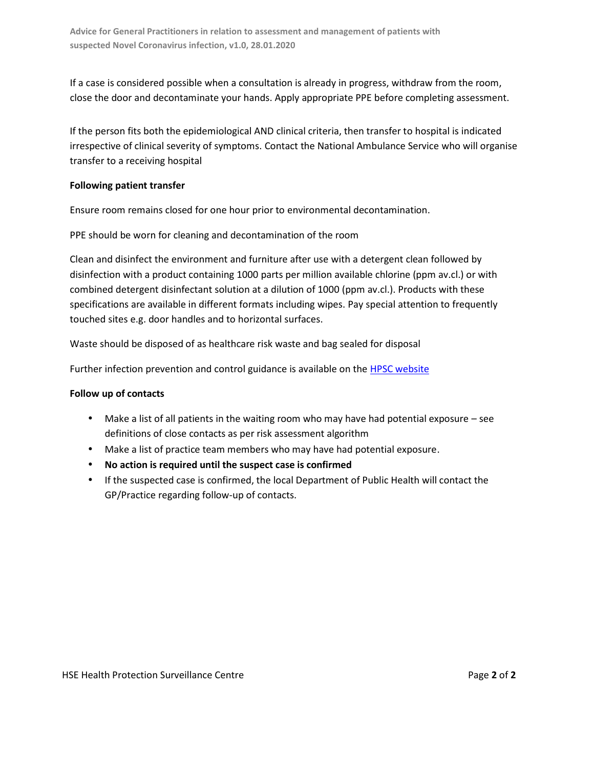If a case is considered possible when a consultation is already in progress, withdraw from the room, close the door and decontaminate your hands. Apply appropriate PPE before completing assessment.

If the person fits both the epidemiological AND clinical criteria, then transfer to hospital is indicated irrespective of clinical severity of symptoms. Contact the National Ambulance Service who will organise transfer to a receiving hospital

**Following patient transfer**

Ensure room remains closed for one hour prior to environmental decontamination.

PPE should be worn for cleaning and decontamination of the room

Clean and disinfect the environment and furniture after use with a detergent clean followed by disinfection with a product containing 1000 parts per million available chlorine (ppm av.cl.) or with combined detergent disinfectant solution at a dilution of 1000 (ppm av.cl.). Products with these specifications are available in different formats including wipes. Pay special attention to frequently touched sites e.g. door handles and to horizontal surfaces.

Waste should be disposed of as healthcare risk waste and bag sealed for disposal

Further infection prevention and control guidance is available on the HPSC website

**Follow up of contacts**

- Make a list of all patients in the waiting room who may have had potential exposure – see definitions of close contacts as per risk assessment algorithm
- Make a list of practice team members who may have had potential exposure.
- **No action is required until the suspect case is confirmed**
- If the suspected case is confirmed, the local Department of Public Health will contact the GP/Practice regarding follow-up of contacts.